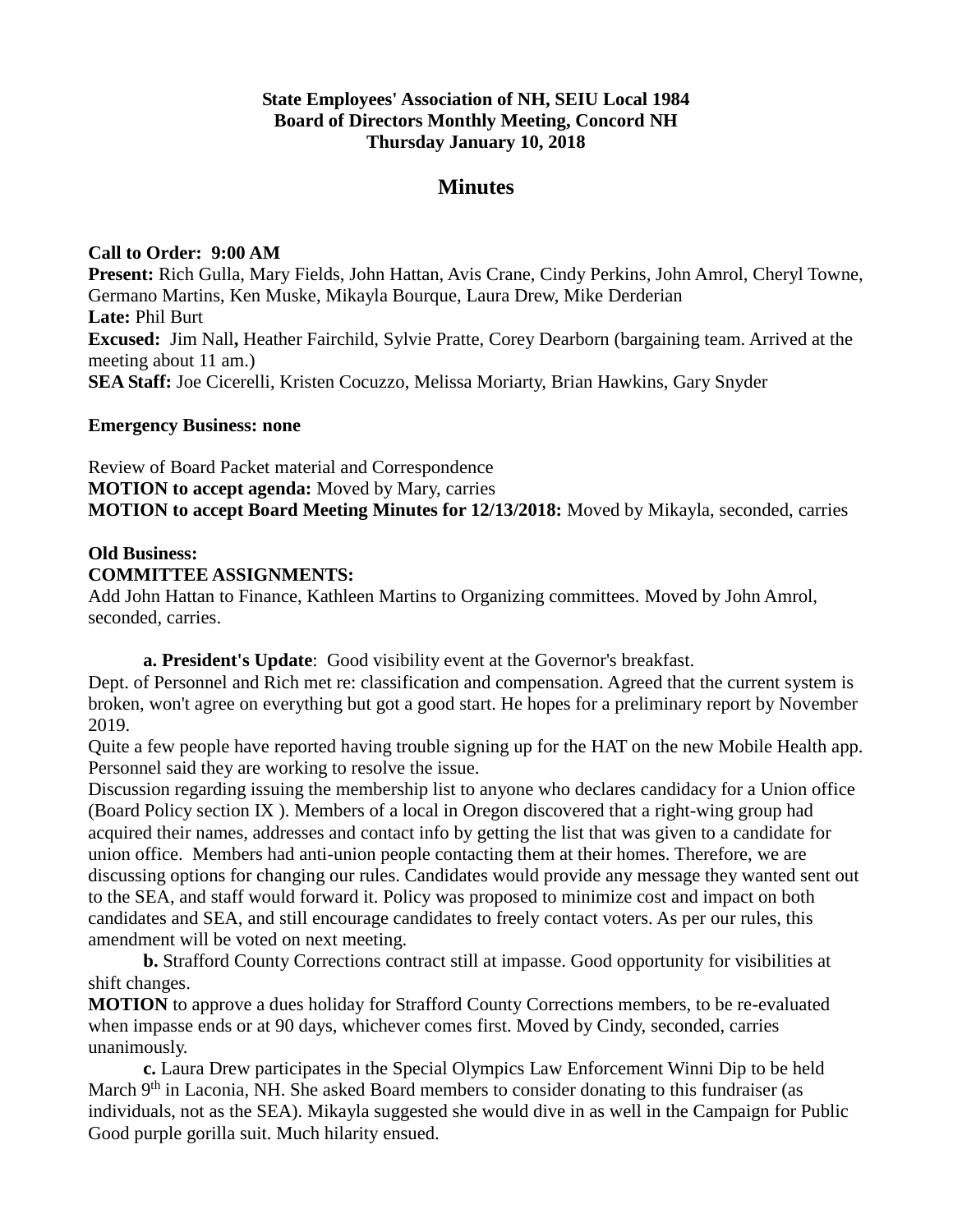**State Employees' Association of NH, SEIU Local 1984**
**Board of Directors Monthly Meeting, Concord NH**
**Thursday January 10, 2018**

# Minutes

**Call to Order: 9:00 AM**
**Present:** Rich Gulla, Mary Fields, John Hattan, Avis Crane, Cindy Perkins, John Amrol, Cheryl Towne, Germano Martins, Ken Muske, Mikayla Bourque, Laura Drew, Mike Derderian
**Late:** Phil Burt
**Excused:** Jim Nall**,** Heather Fairchild, Sylvie Pratte, Corey Dearborn (bargaining team. Arrived at the meeting about 11 am.)
**SEA Staff:** Joe Cicerelli, Kristen Cocuzzo, Melissa Moriarty, Brian Hawkins, Gary Snyder

**Emergency Business: none**

Review of Board Packet material and Correspondence
**MOTION to accept agenda:** Moved by Mary, carries
**MOTION to accept Board Meeting Minutes for 12/13/2018:** Moved by Mikayla, seconded, carries

**Old Business:**
**COMMITTEE ASSIGNMENTS:**
Add John Hattan to Finance, Kathleen Martins to Organizing committees. Moved by John Amrol, seconded, carries.

**a. President's Update**: Good visibility event at the Governor's breakfast.
Dept. of Personnel and Rich met re: classification and compensation. Agreed that the current system is broken, won't agree on everything but got a good start. He hopes for a preliminary report by November 2019.
Quite a few people have reported having trouble signing up for the HAT on the new Mobile Health app. Personnel said they are working to resolve the issue.
Discussion regarding issuing the membership list to anyone who declares candidacy for a Union office (Board Policy section IX ). Members of a local in Oregon discovered that a right-wing group had acquired their names, addresses and contact info by getting the list that was given to a candidate for union office. Members had anti-union people contacting them at their homes. Therefore, we are discussing options for changing our rules. Candidates would provide any message they wanted sent out to the SEA, and staff would forward it. Policy was proposed to minimize cost and impact on both candidates and SEA, and still encourage candidates to freely contact voters. As per our rules, this amendment will be voted on next meeting.

**b.** Strafford County Corrections contract still at impasse. Good opportunity for visibilities at shift changes.
**MOTION** to approve a dues holiday for Strafford County Corrections members, to be re-evaluated when impasse ends or at 90 days, whichever comes first. Moved by Cindy, seconded, carries unanimously.

**c.** Laura Drew participates in the Special Olympics Law Enforcement Winni Dip to be held March 9th in Laconia, NH. She asked Board members to consider donating to this fundraiser (as individuals, not as the SEA). Mikayla suggested she would dive in as well in the Campaign for Public Good purple gorilla suit. Much hilarity ensued.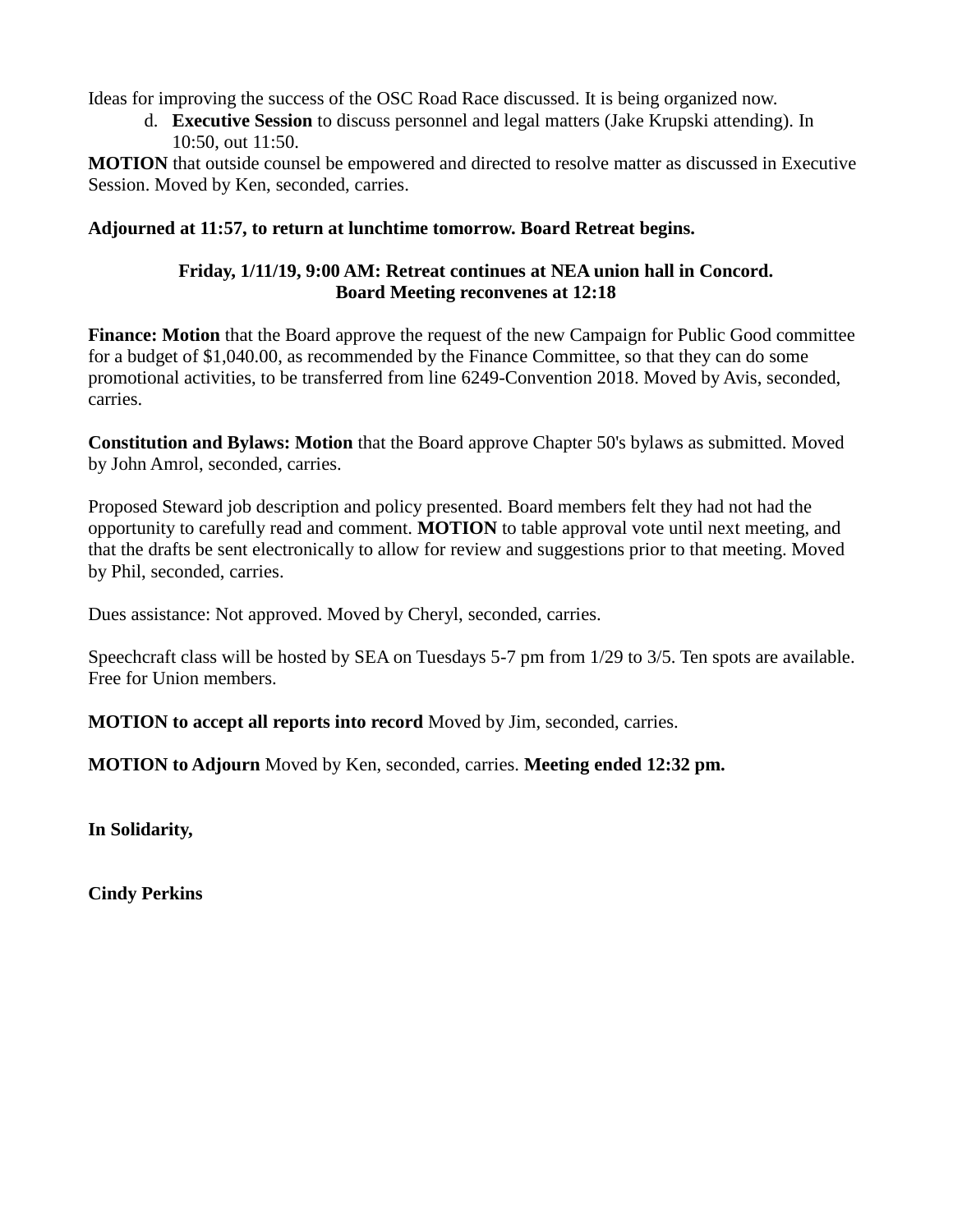Ideas for improving the success of the OSC Road Race discussed. It is being organized now.

d. **Executive Session** to discuss personnel and legal matters (Jake Krupski attending). In 10:50, out 11:50.

**MOTION** that outside counsel be empowered and directed to resolve matter as discussed in Executive Session. Moved by Ken, seconded, carries.

**Adjourned at 11:57, to return at lunchtime tomorrow. Board Retreat begins.**

**Friday, 1/11/19, 9:00 AM: Retreat continues at NEA union hall in Concord.**
**Board Meeting reconvenes at 12:18**

**Finance: Motion** that the Board approve the request of the new Campaign for Public Good committee for a budget of $1,040.00, as recommended by the Finance Committee, so that they can do some promotional activities, to be transferred from line 6249-Convention 2018. Moved by Avis, seconded, carries.

**Constitution and Bylaws: Motion** that the Board approve Chapter 50's bylaws as submitted. Moved by John Amrol, seconded, carries.

Proposed Steward job description and policy presented. Board members felt they had not had the opportunity to carefully read and comment. **MOTION** to table approval vote until next meeting, and that the drafts be sent electronically to allow for review and suggestions prior to that meeting. Moved by Phil, seconded, carries.

Dues assistance: Not approved. Moved by Cheryl, seconded, carries.

Speechcraft class will be hosted by SEA on Tuesdays 5-7 pm from 1/29 to 3/5. Ten spots are available. Free for Union members.

**MOTION to accept all reports into record** Moved by Jim, seconded, carries.

**MOTION to Adjourn** Moved by Ken, seconded, carries. **Meeting ended 12:32 pm.**

**In Solidarity,**

**Cindy Perkins**